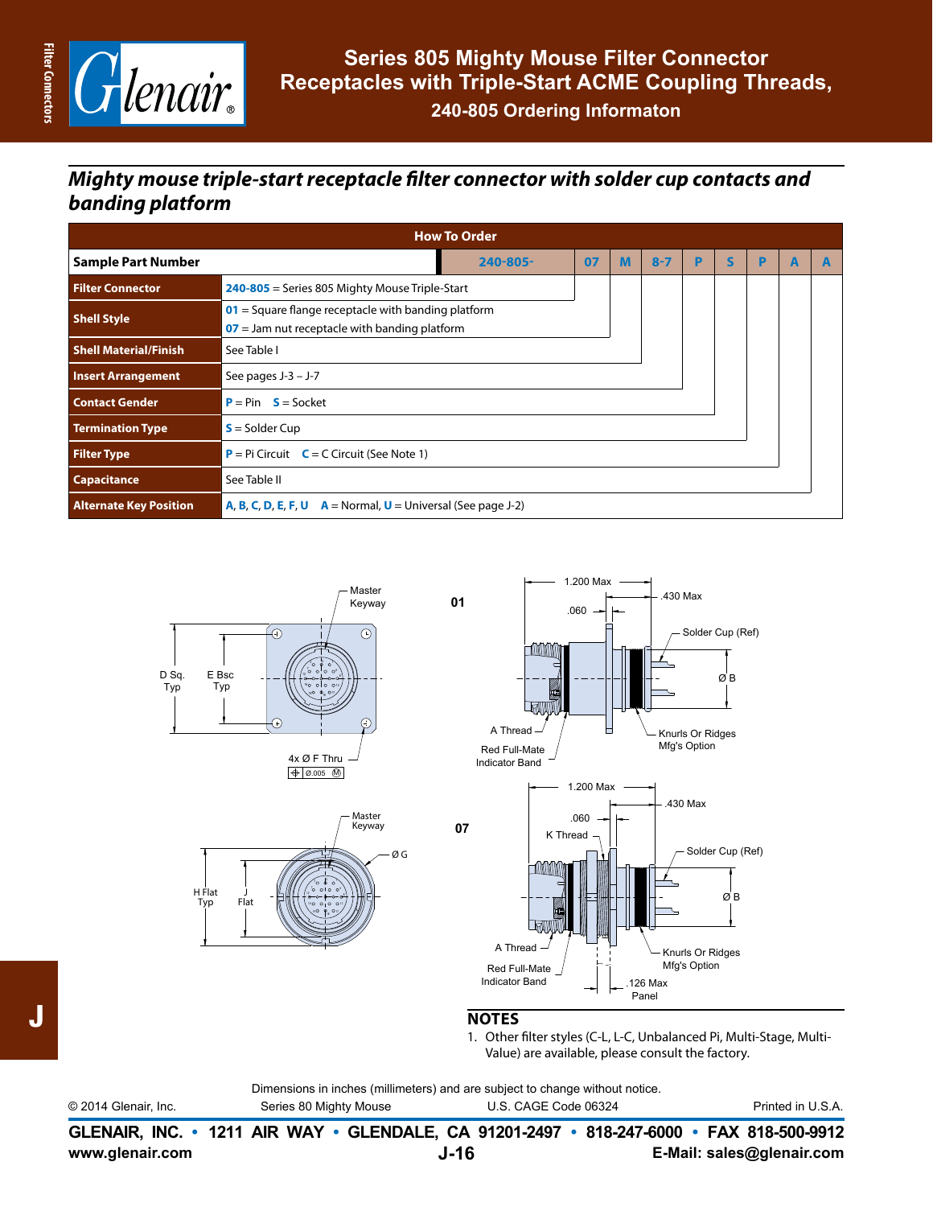# Series 805 Mighty Mouse Filter Connector Receptacles with Triple-Start ACME Coupling Threads,

## 240-805 Ordering Informaton

## *Mighty mouse triple-start receptacle filter connector with solder cup contacts and banding platform*

| How To Order | | | | | | | | | |
|---|---|---|---|---|---|---|---|---|---|
| **Sample Part Number** | 240-805- | 07 | M | 8-7 | P | S | P | A | A |
| **Filter Connector** | **240-805** = Series 805 Mighty Mouse Triple-Start | | | | | | | | |
| **Shell Style** | **01** = Square flange receptacle with banding platform<br>**07** = Jam nut receptacle with banding platform | | | | | | | | |
| **Shell Material/Finish** | See Table I | | | | | | | | |
| **Insert Arrangement** | See pages J-3 – J-7 | | | | | | | | |
| **Contact Gender** | **P** = Pin **S** = Socket | | | | | | | | |
| **Termination Type** | **S** = Solder Cup | | | | | | | | |
| **Filter Type** | **P** = Pi Circuit **C** = C Circuit (See Note 1) | | | | | | | | |
| **Capacitance** | See Table II | | | | | | | | |
| **Alternate Key Position** | **A, B, C, D, E, F, U** **A** = Normal, **U** = Universal (See page J-2) | | | | | | | | |

01

Master Keyway

D Sq. Typ

E Bsc Typ

4x Ø F Thru

Ø.005 Ⓜ

1.200 Max

.430 Max

.060

Solder Cup (Ref)

Ø B

A Thread

Red Full-Mate Indicator Band

Knurls Or Ridges Mfg's Option

07

Master Keyway

Ø G

H Flat Typ

J Flat

1.200 Max

.430 Max

.060

K Thread

Solder Cup (Ref)

Ø B

A Thread

Red Full-Mate Indicator Band

Knurls Or Ridges Mfg's Option

.126 Max Panel

## NOTES

1. Other filter styles (C-L, L-C, Unbalanced Pi, Multi-Stage, Multi-Value) are available, please consult the factory.

Dimensions in inches (millimeters) and are subject to change without notice.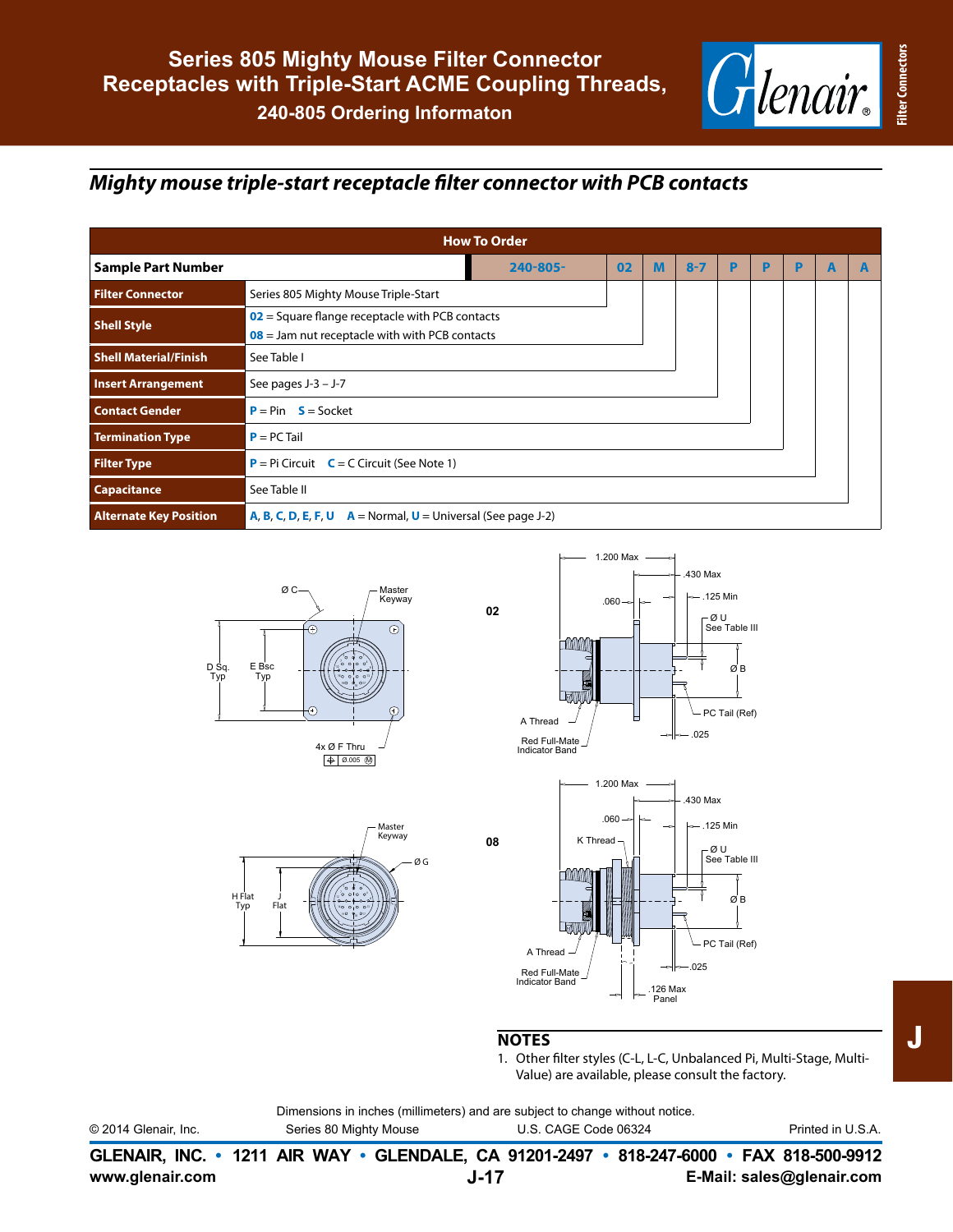# Series 805 Mighty Mouse Filter Connector Receptacles with Triple-Start ACME Coupling Threads, 240-805 Ordering Informaton

## *Mighty mouse triple-start receptacle filter connector with PCB contacts*

| How To Order | | | | | | | | | |
|---|---|---|---|---|---|---|---|---|---|
| **Sample Part Number** | 240-805- | 02 | M | 8-7 | P | P | P | A | A |
| **Filter Connector** | Series 805 Mighty Mouse Triple-Start | | | | | | | | |
| **Shell Style** | 02 = Square flange receptacle with PCB contacts<br>08 = Jam nut receptacle with with PCB contacts | | | | | | | | |
| **Shell Material/Finish** | See Table I | | | | | | | | |
| **Insert Arrangement** | See pages J-3 – J-7 | | | | | | | | |
| **Contact Gender** | P = Pin S = Socket | | | | | | | | |
| **Termination Type** | P = PC Tail | | | | | | | | |
| **Filter Type** | P = Pi Circuit C = C Circuit (See Note 1) | | | | | | | | |
| **Capacitance** | See Table II | | | | | | | | |
| **Alternate Key Position** | A, B, C, D, E, F, U A = Normal, U = Universal (See page J-2) | | | | | | | | |

**02**

Ø C, Master Keyway, D Sq. Typ, E Bsc Typ, 4x Ø F Thru, Ø.005 M

1.200 Max, .430 Max, .060, .125 Min, Ø U See Table III, Ø B, A Thread, Red Full-Mate Indicator Band, PC Tail (Ref), .025

**08**

Master Keyway, Ø G, H Flat Typ, J Flat

1.200 Max, .430 Max, .060, .125 Min, K Thread, Ø U See Table III, Ø B, A Thread, Red Full-Mate Indicator Band, PC Tail (Ref), .025, .126 Max Panel

## NOTES

1. Other filter styles (C-L, L-C, Unbalanced Pi, Multi-Stage, Multi-Value) are available, please consult the factory.

Dimensions in inches (millimeters) and are subject to change without notice.

© 2014 Glenair, Inc. Series 80 Mighty Mouse U.S. CAGE Code 06324 Printed in U.S.A.

**GLENAIR, INC. • 1211 AIR WAY • GLENDALE, CA 91201-2497 • 818-247-6000 • FAX 818-500-9912**

**www.glenair.com** **E-Mail: sales@glenair.com**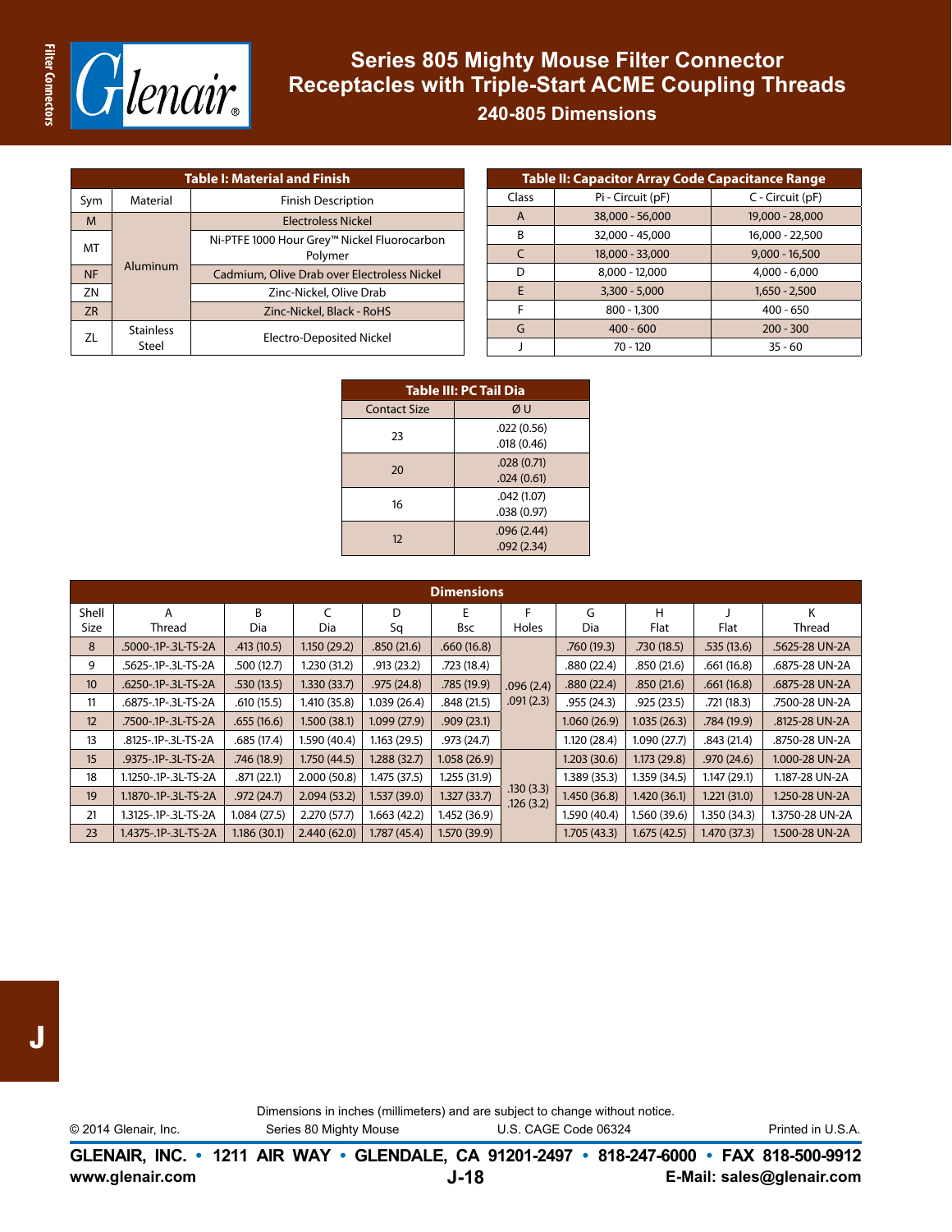# Series 805 Mighty Mouse Filter Connector Receptacles with Triple-Start ACME Coupling Threads

## 240-805 Dimensions

**Table I: Material and Finish**

| Sym | Material | Finish Description |
|---|---|---|
| M | Aluminum | Electroless Nickel |
| MT | | Ni-PTFE 1000 Hour Grey™ Nickel Fluorocarbon Polymer |
| NF | | Cadmium, Olive Drab over Electroless Nickel |
| ZN | | Zinc-Nickel, Olive Drab |
| ZR | | Zinc-Nickel, Black - RoHS |
| ZL | Stainless Steel | Electro-Deposited Nickel |

**Table II: Capacitor Array Code Capacitance Range**

| Class | Pi - Circuit (pF) | C - Circuit (pF) |
|---|---|---|
| A | 38,000 - 56,000 | 19,000 - 28,000 |
| B | 32,000 - 45,000 | 16,000 - 22,500 |
| C | 18,000 - 33,000 | 9,000 - 16,500 |
| D | 8,000 - 12,000 | 4,000 - 6,000 |
| E | 3,300 - 5,000 | 1,650 - 2,500 |
| F | 800 - 1,300 | 400 - 650 |
| G | 400 - 600 | 200 - 300 |
| J | 70 - 120 | 35 - 60 |

**Table III: PC Tail Dia**

| Contact Size | Ø U |
|---|---|
| 23 | .022 (0.56)<br>.018 (0.46) |
| 20 | .028 (0.71)<br>.024 (0.61) |
| 16 | .042 (1.07)<br>.038 (0.97) |
| 12 | .096 (2.44)<br>.092 (2.34) |

**Dimensions**

| Shell Size | A Thread | B Dia | C Dia | D Sq | E Bsc | F Holes | G Dia | H Flat | J Flat | K Thread |
|---|---|---|---|---|---|---|---|---|---|---|
| 8 | .5000-.1P-.3L-TS-2A | .413 (10.5) | 1.150 (29.2) | .850 (21.6) | .660 (16.8) | .096 (2.4)<br>.091 (2.3) | .760 (19.3) | .730 (18.5) | .535 (13.6) | .5625-28 UN-2A |
| 9 | .5625-.1P-.3L-TS-2A | .500 (12.7) | 1.230 (31.2) | .913 (23.2) | .723 (18.4) | | .880 (22.4) | .850 (21.6) | .661 (16.8) | .6875-28 UN-2A |
| 10 | .6250-.1P-.3L-TS-2A | .530 (13.5) | 1.330 (33.7) | .975 (24.8) | .785 (19.9) | | .880 (22.4) | .850 (21.6) | .661 (16.8) | .6875-28 UN-2A |
| 11 | .6875-.1P-.3L-TS-2A | .610 (15.5) | 1.410 (35.8) | 1.039 (26.4) | .848 (21.5) | | .955 (24.3) | .925 (23.5) | .721 (18.3) | .7500-28 UN-2A |
| 12 | .7500-.1P-.3L-TS-2A | .655 (16.6) | 1.500 (38.1) | 1.099 (27.9) | .909 (23.1) | | 1.060 (26.9) | 1.035 (26.3) | .784 (19.9) | .8125-28 UN-2A |
| 13 | .8125-.1P-.3L-TS-2A | .685 (17.4) | 1.590 (40.4) | 1.163 (29.5) | .973 (24.7) | | 1.120 (28.4) | 1.090 (27.7) | .843 (21.4) | .8750-28 UN-2A |
| 15 | .9375-.1P-.3L-TS-2A | .746 (18.9) | 1.750 (44.5) | 1.288 (32.7) | 1.058 (26.9) | .130 (3.3)<br>.126 (3.2) | 1.203 (30.6) | 1.173 (29.8) | .970 (24.6) | 1.000-28 UN-2A |
| 18 | 1.1250-.1P-.3L-TS-2A | .871 (22.1) | 2.000 (50.8) | 1.475 (37.5) | 1.255 (31.9) | | 1.389 (35.3) | 1.359 (34.5) | 1.147 (29.1) | 1.187-28 UN-2A |
| 19 | 1.1870-.1P-.3L-TS-2A | .972 (24.7) | 2.094 (53.2) | 1.537 (39.0) | 1.327 (33.7) | | 1.450 (36.8) | 1.420 (36.1) | 1.221 (31.0) | 1.250-28 UN-2A |
| 21 | 1.3125-.1P-.3L-TS-2A | 1.084 (27.5) | 2.270 (57.7) | 1.663 (42.2) | 1.452 (36.9) | | 1.590 (40.4) | 1.560 (39.6) | 1.350 (34.3) | 1.3750-28 UN-2A |
| 23 | 1.4375-.1P-.3L-TS-2A | 1.186 (30.1) | 2.440 (62.0) | 1.787 (45.4) | 1.570 (39.9) | | 1.705 (43.3) | 1.675 (42.5) | 1.470 (37.3) | 1.500-28 UN-2A |

Dimensions in inches (millimeters) and are subject to change without notice.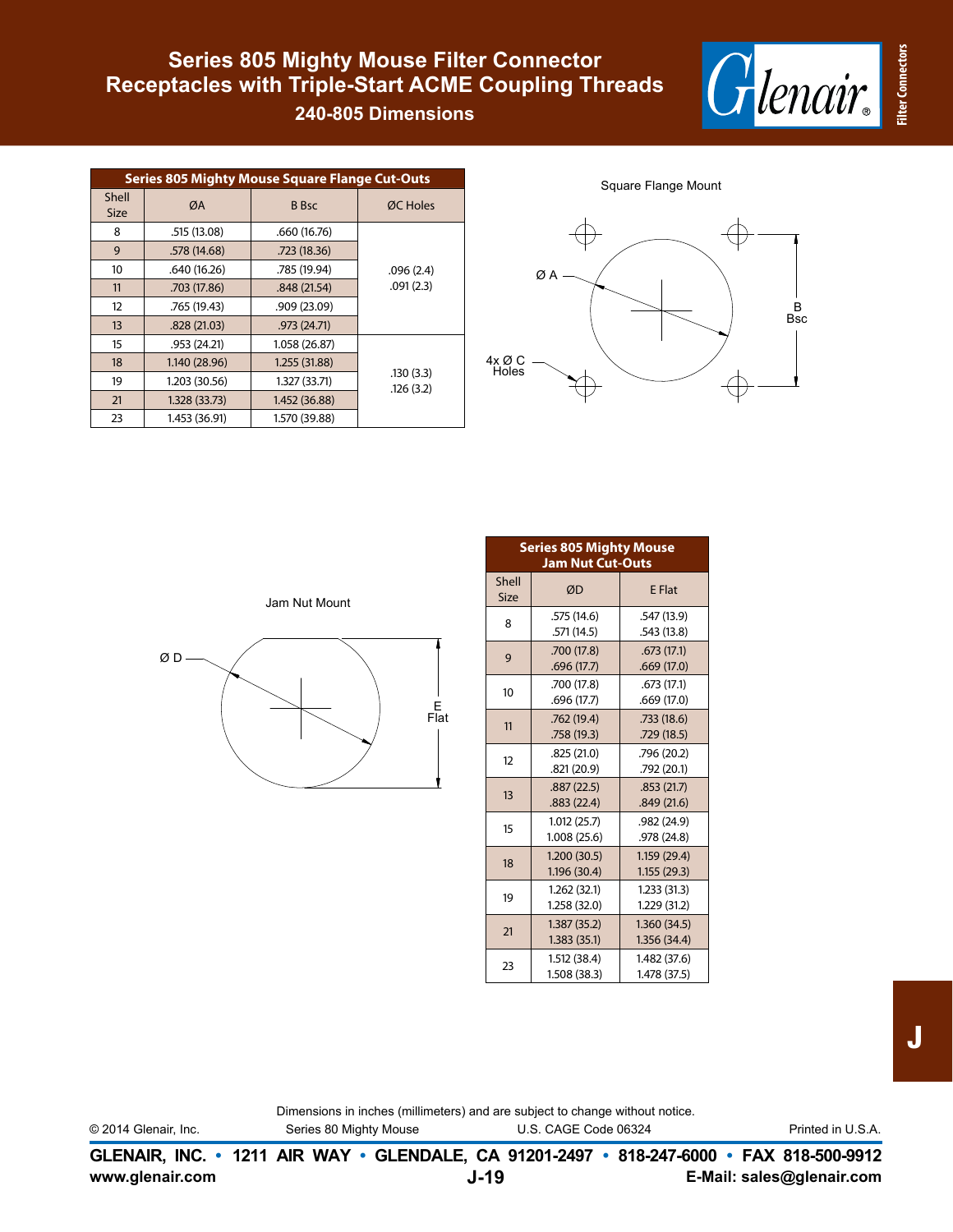# Series 805 Mighty Mouse Filter Connector Receptacles with Triple-Start ACME Coupling Threads

## 240-805 Dimensions

| Series 805 Mighty Mouse Square Flange Cut-Outs | | | |
|---|---|---|---|
| Shell Size | ØA | B Bsc | ØC Holes |
| 8 | .515 (13.08) | .660 (16.76) | .096 (2.4) .091 (2.3) |
| 9 | .578 (14.68) | .723 (18.36) | |
| 10 | .640 (16.26) | .785 (19.94) | |
| 11 | .703 (17.86) | .848 (21.54) | |
| 12 | .765 (19.43) | .909 (23.09) | |
| 13 | .828 (21.03) | .973 (24.71) | |
| 15 | .953 (24.21) | 1.058 (26.87) | .130 (3.3) .126 (3.2) |
| 18 | 1.140 (28.96) | 1.255 (31.88) | |
| 19 | 1.203 (30.56) | 1.327 (33.71) | |
| 21 | 1.328 (33.73) | 1.452 (36.88) | |
| 23 | 1.453 (36.91) | 1.570 (39.88) | |

Square Flange Mount

Ø A

4x Ø C Holes

B Bsc

Jam Nut Mount

Ø D

E Flat

| Series 805 Mighty Mouse Jam Nut Cut-Outs | | |
|---|---|---|
| Shell Size | ØD | E Flat |
| 8 | .575 (14.6) .571 (14.5) | .547 (13.9) .543 (13.8) |
| 9 | .700 (17.8) .696 (17.7) | .673 (17.1) .669 (17.0) |
| 10 | .700 (17.8) .696 (17.7) | .673 (17.1) .669 (17.0) |
| 11 | .762 (19.4) .758 (19.3) | .733 (18.6) .729 (18.5) |
| 12 | .825 (21.0) .821 (20.9) | .796 (20.2) .792 (20.1) |
| 13 | .887 (22.5) .883 (22.4) | .853 (21.7) .849 (21.6) |
| 15 | 1.012 (25.7) 1.008 (25.6) | .982 (24.9) .978 (24.8) |
| 18 | 1.200 (30.5) 1.196 (30.4) | 1.159 (29.4) 1.155 (29.3) |
| 19 | 1.262 (32.1) 1.258 (32.0) | 1.233 (31.3) 1.229 (31.2) |
| 21 | 1.387 (35.2) 1.383 (35.1) | 1.360 (34.5) 1.356 (34.4) |
| 23 | 1.512 (38.4) 1.508 (38.3) | 1.482 (37.6) 1.478 (37.5) |

Dimensions in inches (millimeters) and are subject to change without notice.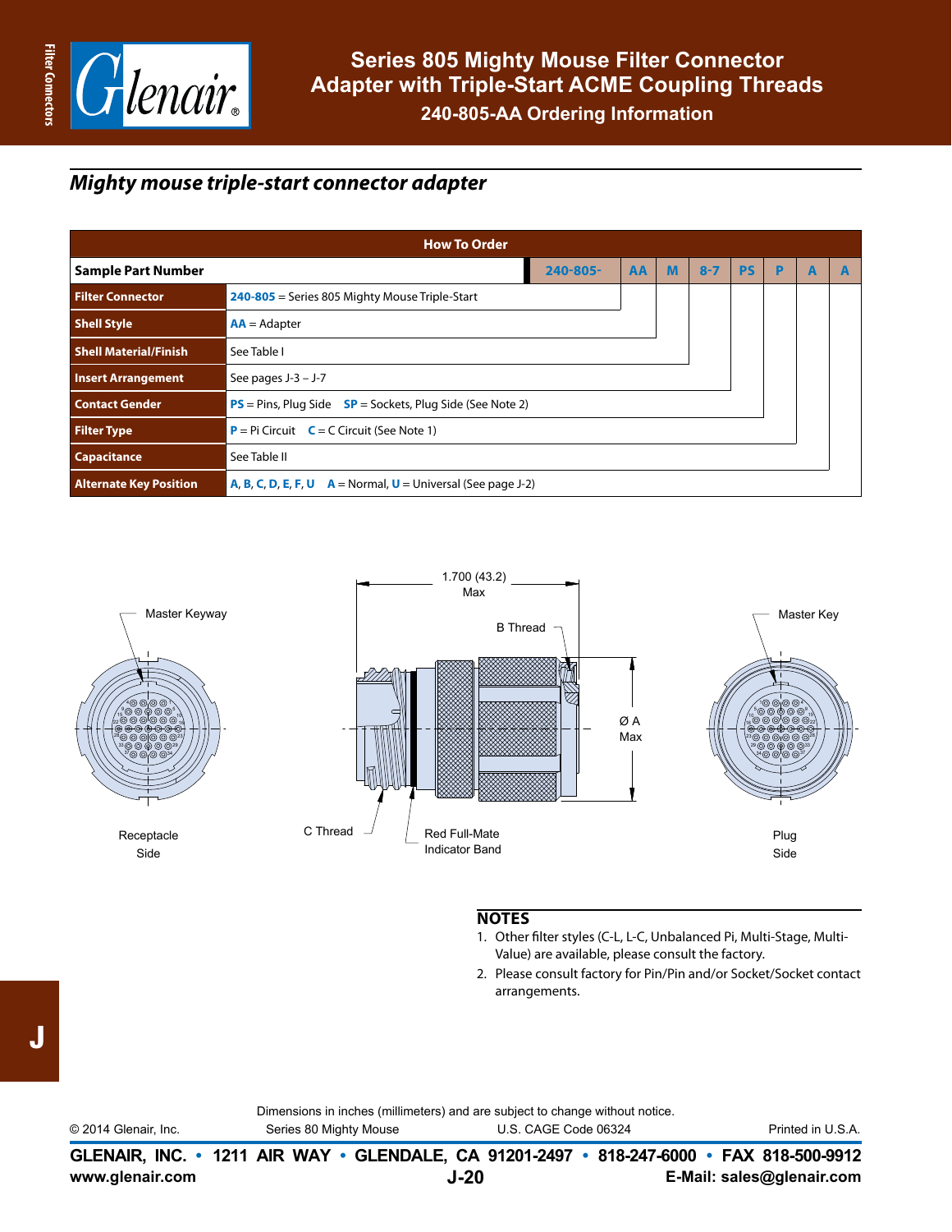# Series 805 Mighty Mouse Filter Connector Adapter with Triple-Start ACME Coupling Threads

## 240-805-AA Ordering Information

## *Mighty mouse triple-start connector adapter*

| How To Order | | | | | | | | |
|---|---|---|---|---|---|---|---|---|
| **Sample Part Number** | **240-805-** | **AA** | **M** | **8-7** | **PS** | **P** | **A** | **A** |
| **Filter Connector** | **240-805** = Series 805 Mighty Mouse Triple-Start | | | | | | | |
| **Shell Style** | **AA** = Adapter | | | | | | | |
| **Shell Material/Finish** | See Table I | | | | | | | |
| **Insert Arrangement** | See pages J-3 – J-7 | | | | | | | |
| **Contact Gender** | **PS** = Pins, Plug Side **SP** = Sockets, Plug Side (See Note 2) | | | | | | | |
| **Filter Type** | **P** = Pi Circuit **C** = C Circuit (See Note 1) | | | | | | | |
| **Capacitance** | See Table II | | | | | | | |
| **Alternate Key Position** | **A, B, C, D, E, F, U** **A** = Normal, **U** = Universal (See page J-2) | | | | | | | |

Master Keyway

Receptacle Side

1.700 (43.2) Max

B Thread

Ø A Max

C Thread

Red Full-Mate Indicator Band

Master Key

Plug Side

## NOTES

1. Other filter styles (C-L, L-C, Unbalanced Pi, Multi-Stage, Multi-Value) are available, please consult the factory.
2. Please consult factory for Pin/Pin and/or Socket/Socket contact arrangements.

Dimensions in inches (millimeters) and are subject to change without notice.

© 2014 Glenair, Inc. Series 80 Mighty Mouse U.S. CAGE Code 06324 Printed in U.S.A.

**GLENAIR, INC. • 1211 AIR WAY • GLENDALE, CA 91201-2497 • 818-247-6000 • FAX 818-500-9912**

**www.glenair.com** **E-Mail: sales@glenair.com**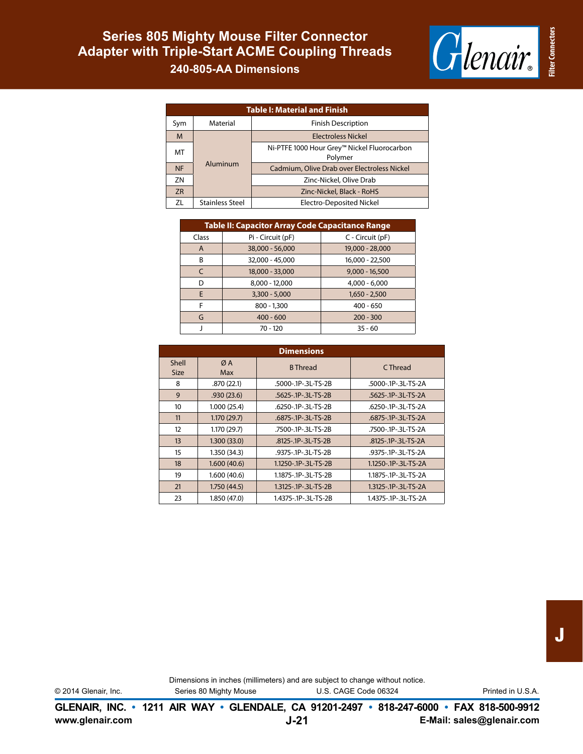# Series 805 Mighty Mouse Filter Connector Adapter with Triple-Start ACME Coupling Threads

## 240-805-AA Dimensions

**Table I: Material and Finish**

| Sym | Material | Finish Description |
|---|---|---|
| M | Aluminum | Electroless Nickel |
| MT | | Ni-PTFE 1000 Hour Grey™ Nickel Fluorocarbon Polymer |
| NF | | Cadmium, Olive Drab over Electroless Nickel |
| ZN | | Zinc-Nickel, Olive Drab |
| ZR | | Zinc-Nickel, Black - RoHS |
| ZL | Stainless Steel | Electro-Deposited Nickel |

**Table II: Capacitor Array Code Capacitance Range**

| Class | Pi - Circuit (pF) | C - Circuit (pF) |
|---|---|---|
| A | 38,000 - 56,000 | 19,000 - 28,000 |
| B | 32,000 - 45,000 | 16,000 - 22,500 |
| C | 18,000 - 33,000 | 9,000 - 16,500 |
| D | 8,000 - 12,000 | 4,000 - 6,000 |
| E | 3,300 - 5,000 | 1,650 - 2,500 |
| F | 800 - 1,300 | 400 - 650 |
| G | 400 - 600 | 200 - 300 |
| J | 70 - 120 | 35 - 60 |

**Dimensions**

| Shell Size | Ø A Max | B Thread | C Thread |
|---|---|---|---|
| 8 | .870 (22.1) | .5000-.1P-.3L-TS-2B | .5000-.1P-.3L-TS-2A |
| 9 | .930 (23.6) | .5625-.1P-.3L-TS-2B | .5625-.1P-.3L-TS-2A |
| 10 | 1.000 (25.4) | .6250-.1P-.3L-TS-2B | .6250-.1P-.3L-TS-2A |
| 11 | 1.170 (29.7) | .6875-.1P-.3L-TS-2B | .6875-.1P-.3L-TS-2A |
| 12 | 1.170 (29.7) | .7500-.1P-.3L-TS-2B | .7500-.1P-.3L-TS-2A |
| 13 | 1.300 (33.0) | .8125-.1P-.3L-TS-2B | .8125-.1P-.3L-TS-2A |
| 15 | 1.350 (34.3) | .9375-.1P-.3L-TS-2B | .9375-.1P-.3L-TS-2A |
| 18 | 1.600 (40.6) | 1.1250-.1P-.3L-TS-2B | 1.1250-.1P-.3L-TS-2A |
| 19 | 1.600 (40.6) | 1.1875-.1P-.3L-TS-2B | 1.1875-.1P-.3L-TS-2A |
| 21 | 1.750 (44.5) | 1.3125-.1P-.3L-TS-2B | 1.3125-.1P-.3L-TS-2A |
| 23 | 1.850 (47.0) | 1.4375-.1P-.3L-TS-2B | 1.4375-.1P-.3L-TS-2A |

Dimensions in inches (millimeters) and are subject to change without notice.